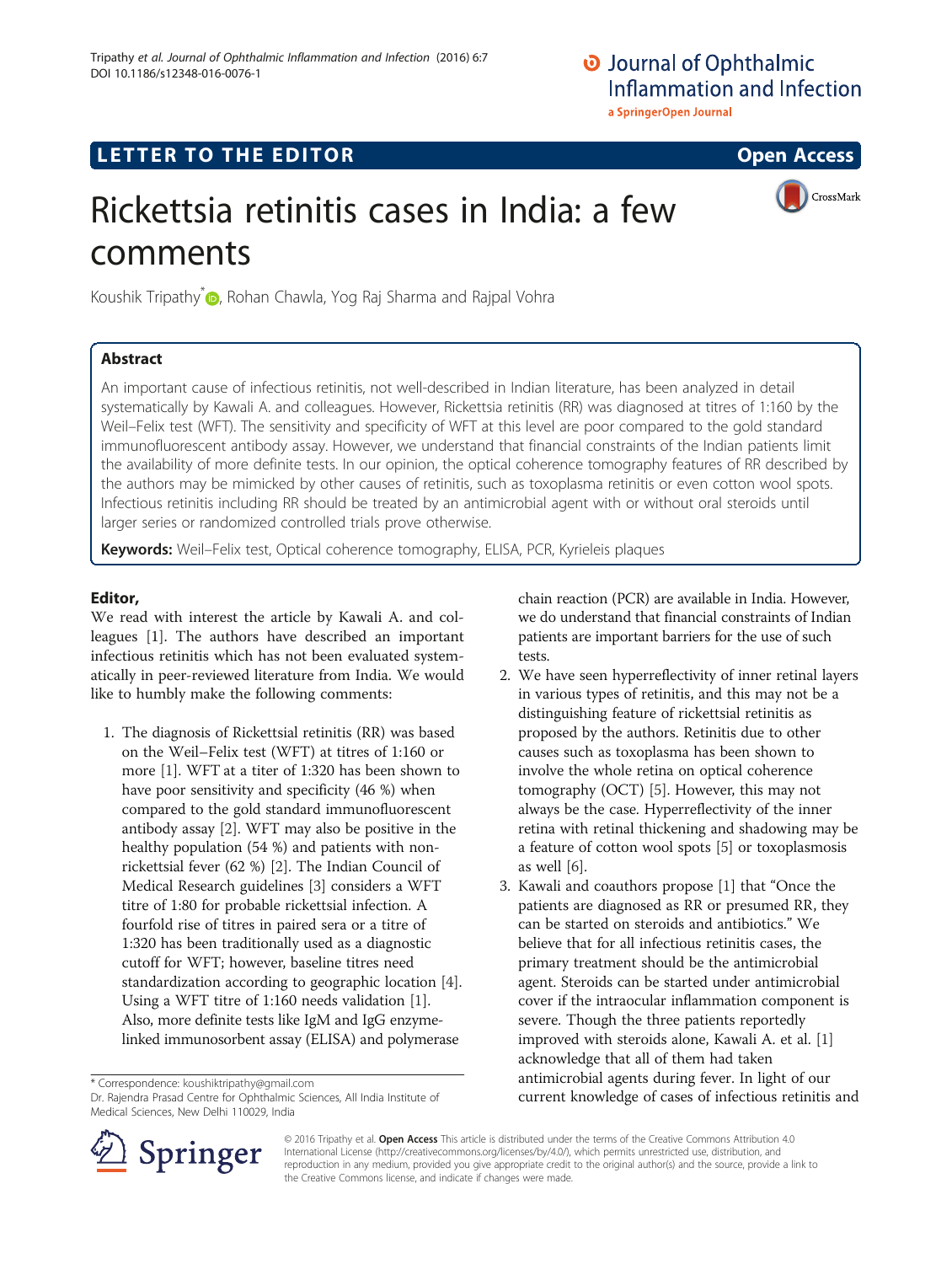LETTER TO THE EDITOR

Open Access

# Rickettsia retinitis cases in India: a few comments

Koushik Tripathy*, Rohan Chawla, Yog Raj Sharma and Rajpal Vohra

## Abstract

An important cause of infectious retinitis, not well-described in Indian literature, has been analyzed in detail systematically by Kawali A. and colleagues. However, Rickettsia retinitis (RR) was diagnosed at titres of 1:160 by the Weil–Felix test (WFT). The sensitivity and specificity of WFT at this level are poor compared to the gold standard immunofluorescent antibody assay. However, we understand that financial constraints of the Indian patients limit the availability of more definite tests. In our opinion, the optical coherence tomography features of RR described by the authors may be mimicked by other causes of retinitis, such as toxoplasma retinitis or even cotton wool spots. Infectious retinitis including RR should be treated by an antimicrobial agent with or without oral steroids until larger series or randomized controlled trials prove otherwise.

**Keywords:** Weil–Felix test, Optical coherence tomography, ELISA, PCR, Kyrieleis plaques

**Editor,**

We read with interest the article by Kawali A. and colleagues [1]. The authors have described an important infectious retinitis which has not been evaluated systematically in peer-reviewed literature from India. We would like to humbly make the following comments:

1. The diagnosis of Rickettsial retinitis (RR) was based on the Weil–Felix test (WFT) at titres of 1:160 or more [1]. WFT at a titer of 1:320 has been shown to have poor sensitivity and specificity (46 %) when compared to the gold standard immunofluorescent antibody assay [2]. WFT may also be positive in the healthy population (54 %) and patients with non-rickettsial fever (62 %) [2]. The Indian Council of Medical Research guidelines [3] considers a WFT titre of 1:80 for probable rickettsial infection. A fourfold rise of titres in paired sera or a titre of 1:320 has been traditionally used as a diagnostic cutoff for WFT; however, baseline titres need standardization according to geographic location [4]. Using a WFT titre of 1:160 needs validation [1]. Also, more definite tests like IgM and IgG enzyme-linked immunosorbent assay (ELISA) and polymerase chain reaction (PCR) are available in India. However, we do understand that financial constraints of Indian patients are important barriers for the use of such tests.
2. We have seen hyperreflectivity of inner retinal layers in various types of retinitis, and this may not be a distinguishing feature of rickettsial retinitis as proposed by the authors. Retinitis due to other causes such as toxoplasma has been shown to involve the whole retina on optical coherence tomography (OCT) [5]. However, this may not always be the case. Hyperreflectivity of the inner retina with retinal thickening and shadowing may be a feature of cotton wool spots [5] or toxoplasmosis as well [6].
3. Kawali and coauthors propose [1] that "Once the patients are diagnosed as RR or presumed RR, they can be started on steroids and antibiotics." We believe that for all infectious retinitis cases, the primary treatment should be the antimicrobial agent. Steroids can be started under antimicrobial cover if the intraocular inflammation component is severe. Though the three patients reportedly improved with steroids alone, Kawali A. et al. [1] acknowledge that all of them had taken antimicrobial agents during fever. In light of our current knowledge of cases of infectious retinitis and

\* Correspondence: koushiktripathy@gmail.com
Dr. Rajendra Prasad Centre for Ophthalmic Sciences, All India Institute of Medical Sciences, New Delhi 110029, India

© 2016 Tripathy et al. **Open Access** This article is distributed under the terms of the Creative Commons Attribution 4.0 International License (http://creativecommons.org/licenses/by/4.0/), which permits unrestricted use, distribution, and reproduction in any medium, provided you give appropriate credit to the original author(s) and the source, provide a link to the Creative Commons license, and indicate if changes were made.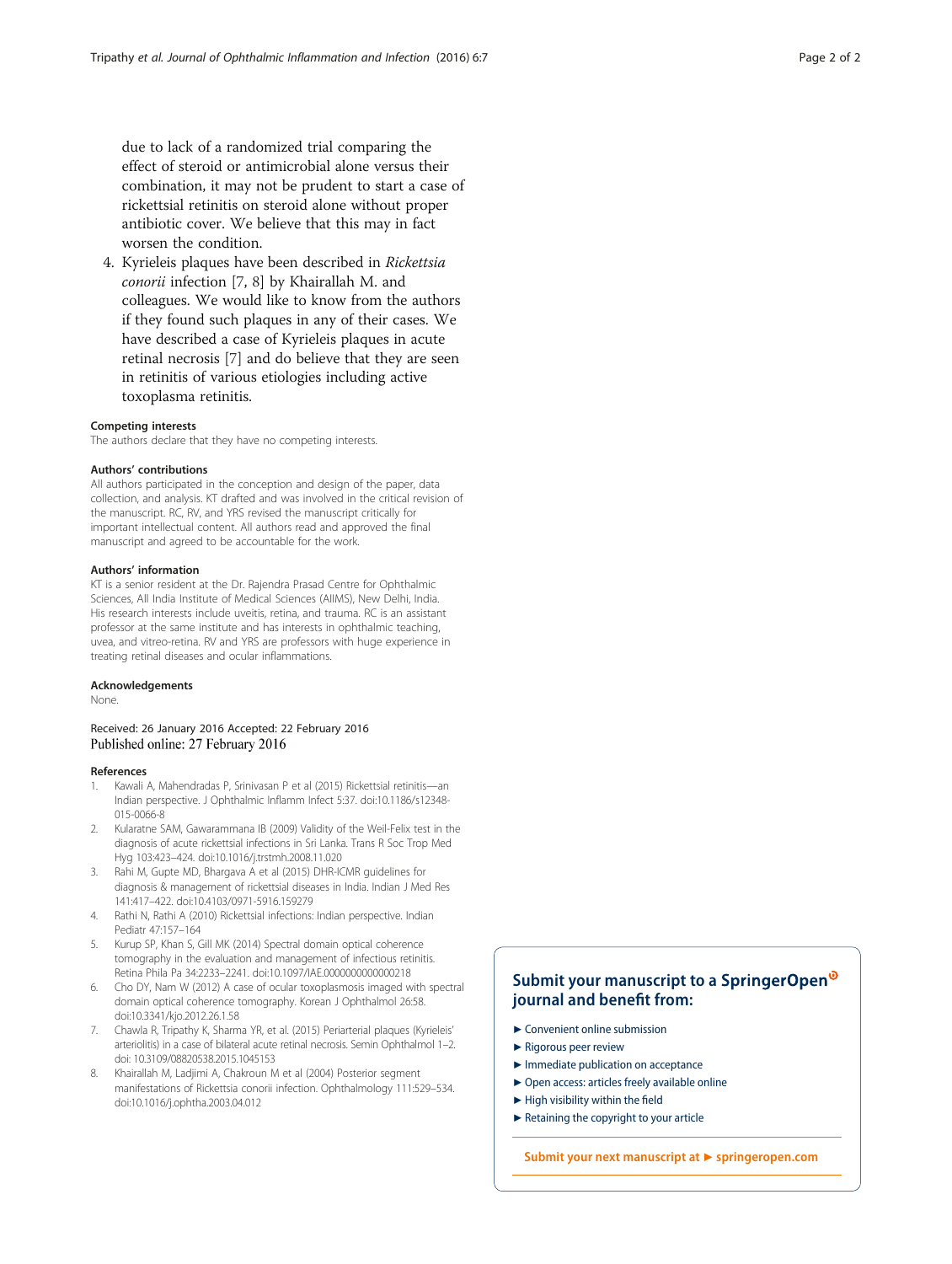due to lack of a randomized trial comparing the effect of steroid or antimicrobial alone versus their combination, it may not be prudent to start a case of rickettsial retinitis on steroid alone without proper antibiotic cover. We believe that this may in fact worsen the condition.

4. Kyrieleis plaques have been described in *Rickettsia conorii* infection [7, 8] by Khairallah M. and colleagues. We would like to know from the authors if they found such plaques in any of their cases. We have described a case of Kyrieleis plaques in acute retinal necrosis [7] and do believe that they are seen in retinitis of various etiologies including active toxoplasma retinitis.

#### Competing interests

The authors declare that they have no competing interests.

#### Authors' contributions

All authors participated in the conception and design of the paper, data collection, and analysis. KT drafted and was involved in the critical revision of the manuscript. RC, RV, and YRS revised the manuscript critically for important intellectual content. All authors read and approved the final manuscript and agreed to be accountable for the work.

#### Authors' information

KT is a senior resident at the Dr. Rajendra Prasad Centre for Ophthalmic Sciences, All India Institute of Medical Sciences (AIIMS), New Delhi, India. His research interests include uveitis, retina, and trauma. RC is an assistant professor at the same institute and has interests in ophthalmic teaching, uvea, and vitreo-retina. RV and YRS are professors with huge experience in treating retinal diseases and ocular inflammations.

#### Acknowledgements

None.

Received: 26 January 2016 Accepted: 22 February 2016
Published online: 27 February 2016

#### References

1. Kawali A, Mahendradas P, Srinivasan P et al (2015) Rickettsial retinitis—an Indian perspective. J Ophthalmic Inflamm Infect 5:37. doi:10.1186/s12348-015-0066-8
2. Kularatne SAM, Gawarammana IB (2009) Validity of the Weil-Felix test in the diagnosis of acute rickettsial infections in Sri Lanka. Trans R Soc Trop Med Hyg 103:423–424. doi:10.1016/j.trstmh.2008.11.020
3. Rahi M, Gupte MD, Bhargava A et al (2015) DHR-ICMR guidelines for diagnosis & management of rickettsial diseases in India. Indian J Med Res 141:417–422. doi:10.4103/0971-5916.159279
4. Rathi N, Rathi A (2010) Rickettsial infections: Indian perspective. Indian Pediatr 47:157–164
5. Kurup SP, Khan S, Gill MK (2014) Spectral domain optical coherence tomography in the evaluation and management of infectious retinitis. Retina Phila Pa 34:2233–2241. doi:10.1097/IAE.0000000000000218
6. Cho DY, Nam W (2012) A case of ocular toxoplasmosis imaged with spectral domain optical coherence tomography. Korean J Ophthalmol 26:58. doi:10.3341/kjo.2012.26.1.58
7. Chawla R, Tripathy K, Sharma YR, et al. (2015) Periarterial plaques (Kyrieleis' arteriolitis) in a case of bilateral acute retinal necrosis. Semin Ophthalmol 1–2. doi: 10.3109/08820538.2015.1045153
8. Khairallah M, Ladjimi A, Chakroun M et al (2004) Posterior segment manifestations of Rickettsia conorii infection. Ophthalmology 111:529–534. doi:10.1016/j.ophtha.2003.04.012

**Submit your manuscript to a SpringerOpen journal and benefit from:**

- ► Convenient online submission
- ► Rigorous peer review
- ► Immediate publication on acceptance
- ► Open access: articles freely available online
- ► High visibility within the field
- ► Retaining the copyright to your article

**Submit your next manuscript at ► springeropen.com**